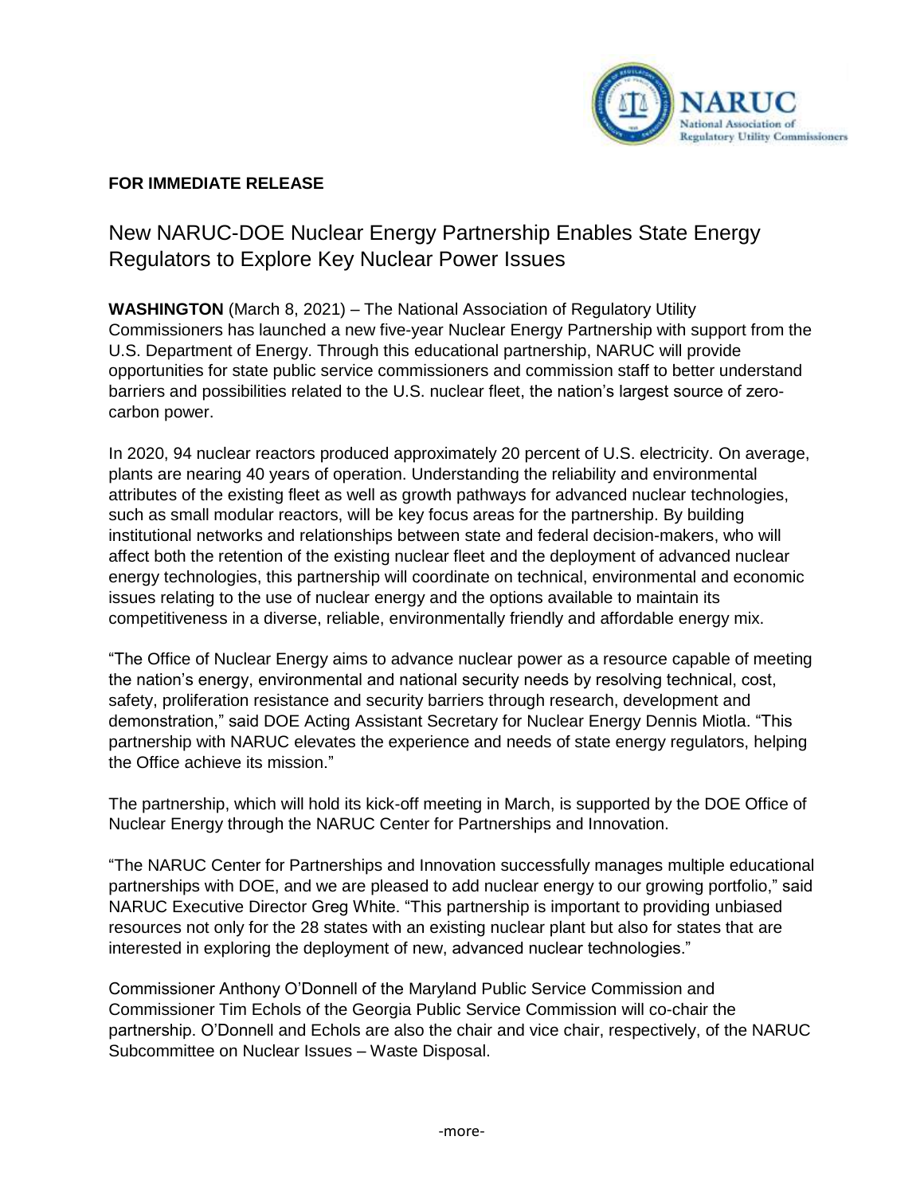**FOR IMMEDIATE RELEASE**

# New NARUC-DOE Nuclear Energy Partnership Enables State Energy Regulators to Explore Key Nuclear Power Issues

**WASHINGTON** (March 8, 2021) – The National Association of Regulatory Utility Commissioners has launched a new five-year Nuclear Energy Partnership with support from the U.S. Department of Energy. Through this educational partnership, NARUC will provide opportunities for state public service commissioners and commission staff to better understand barriers and possibilities related to the U.S. nuclear fleet, the nation's largest source of zero-carbon power.

In 2020, 94 nuclear reactors produced approximately 20 percent of U.S. electricity. On average, plants are nearing 40 years of operation. Understanding the reliability and environmental attributes of the existing fleet as well as growth pathways for advanced nuclear technologies, such as small modular reactors, will be key focus areas for the partnership. By building institutional networks and relationships between state and federal decision-makers, who will affect both the retention of the existing nuclear fleet and the deployment of advanced nuclear energy technologies, this partnership will coordinate on technical, environmental and economic issues relating to the use of nuclear energy and the options available to maintain its competitiveness in a diverse, reliable, environmentally friendly and affordable energy mix.

"The Office of Nuclear Energy aims to advance nuclear power as a resource capable of meeting the nation's energy, environmental and national security needs by resolving technical, cost, safety, proliferation resistance and security barriers through research, development and demonstration," said DOE Acting Assistant Secretary for Nuclear Energy Dennis Miotla. "This partnership with NARUC elevates the experience and needs of state energy regulators, helping the Office achieve its mission."

The partnership, which will hold its kick-off meeting in March, is supported by the DOE Office of Nuclear Energy through the NARUC Center for Partnerships and Innovation.

"The NARUC Center for Partnerships and Innovation successfully manages multiple educational partnerships with DOE, and we are pleased to add nuclear energy to our growing portfolio," said NARUC Executive Director Greg White. "This partnership is important to providing unbiased resources not only for the 28 states with an existing nuclear plant but also for states that are interested in exploring the deployment of new, advanced nuclear technologies."

Commissioner Anthony O'Donnell of the Maryland Public Service Commission and Commissioner Tim Echols of the Georgia Public Service Commission will co-chair the partnership. O'Donnell and Echols are also the chair and vice chair, respectively, of the NARUC Subcommittee on Nuclear Issues – Waste Disposal.

-more-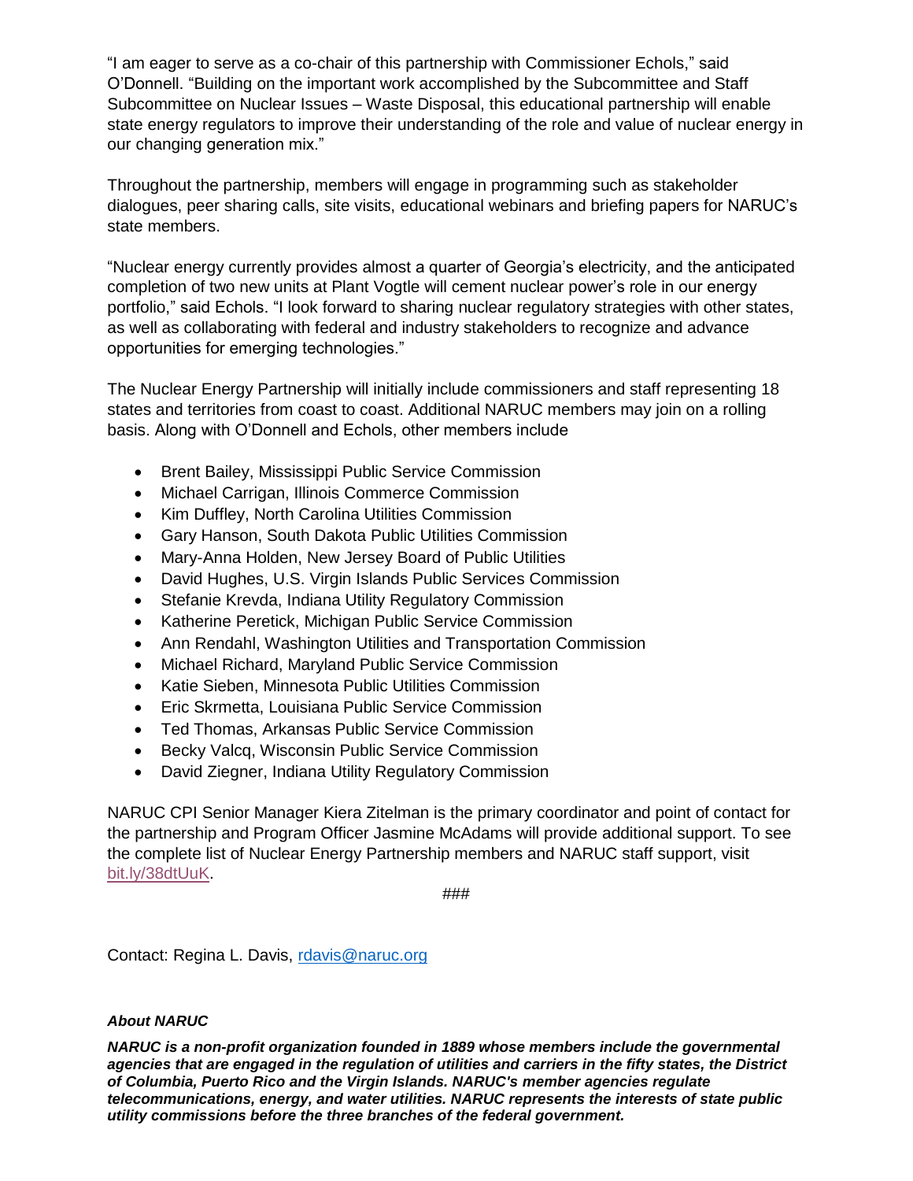"I am eager to serve as a co-chair of this partnership with Commissioner Echols," said O'Donnell. "Building on the important work accomplished by the Subcommittee and Staff Subcommittee on Nuclear Issues – Waste Disposal, this educational partnership will enable state energy regulators to improve their understanding of the role and value of nuclear energy in our changing generation mix."

Throughout the partnership, members will engage in programming such as stakeholder dialogues, peer sharing calls, site visits, educational webinars and briefing papers for NARUC's state members.

"Nuclear energy currently provides almost a quarter of Georgia's electricity, and the anticipated completion of two new units at Plant Vogtle will cement nuclear power's role in our energy portfolio," said Echols. "I look forward to sharing nuclear regulatory strategies with other states, as well as collaborating with federal and industry stakeholders to recognize and advance opportunities for emerging technologies."

The Nuclear Energy Partnership will initially include commissioners and staff representing 18 states and territories from coast to coast. Additional NARUC members may join on a rolling basis. Along with O'Donnell and Echols, other members include

- Brent Bailey, Mississippi Public Service Commission
- Michael Carrigan, Illinois Commerce Commission
- Kim Duffley, North Carolina Utilities Commission
- Gary Hanson, South Dakota Public Utilities Commission
- Mary-Anna Holden, New Jersey Board of Public Utilities
- David Hughes, U.S. Virgin Islands Public Services Commission
- Stefanie Krevda, Indiana Utility Regulatory Commission
- Katherine Peretick, Michigan Public Service Commission
- Ann Rendahl, Washington Utilities and Transportation Commission
- Michael Richard, Maryland Public Service Commission
- Katie Sieben, Minnesota Public Utilities Commission
- Eric Skrmetta, Louisiana Public Service Commission
- Ted Thomas, Arkansas Public Service Commission
- Becky Valcq, Wisconsin Public Service Commission
- David Ziegner, Indiana Utility Regulatory Commission

NARUC CPI Senior Manager Kiera Zitelman is the primary coordinator and point of contact for the partnership and Program Officer Jasmine McAdams will provide additional support. To see the complete list of Nuclear Energy Partnership members and NARUC staff support, visit bit.ly/38dtUuK.

###

Contact: Regina L. Davis, rdavis@naruc.org

***About NARUC***

***NARUC is a non-profit organization founded in 1889 whose members include the governmental agencies that are engaged in the regulation of utilities and carriers in the fifty states, the District of Columbia, Puerto Rico and the Virgin Islands. NARUC's member agencies regulate telecommunications, energy, and water utilities. NARUC represents the interests of state public utility commissions before the three branches of the federal government.***